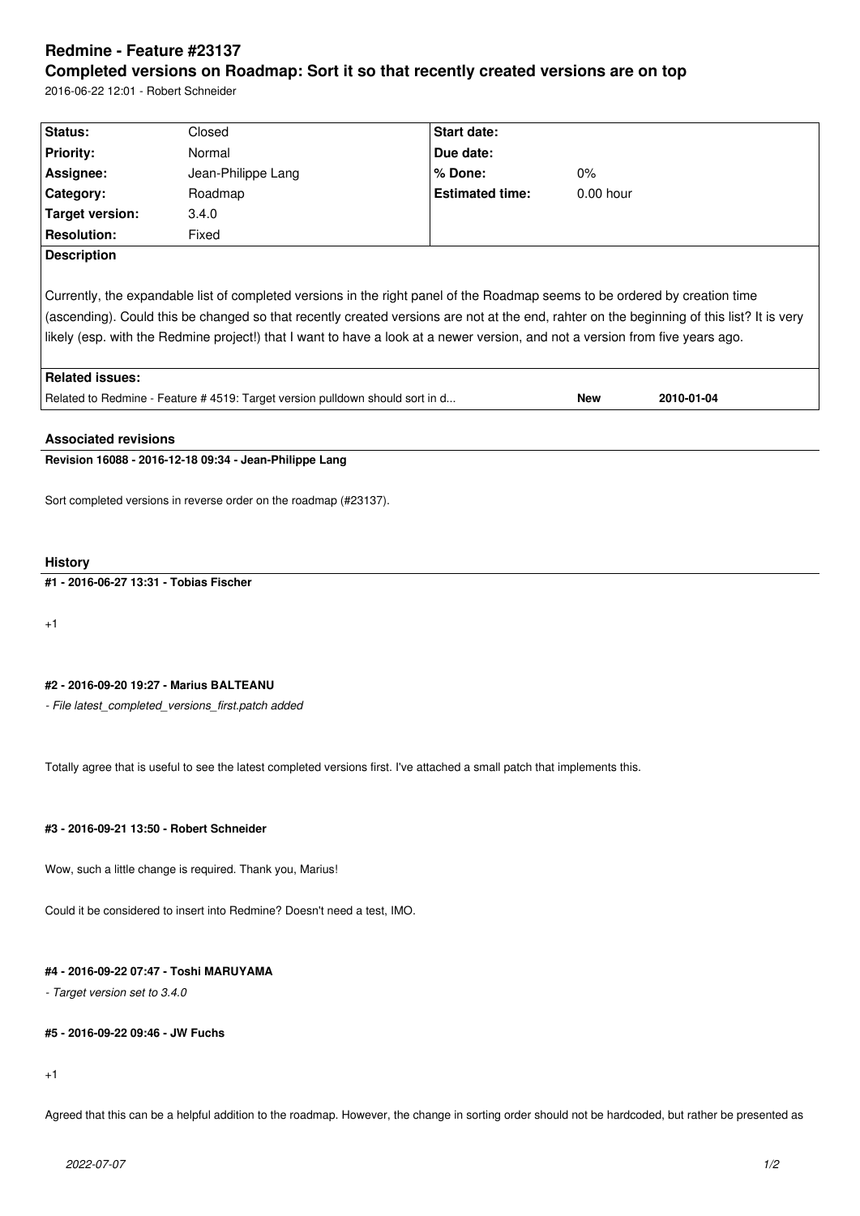# Redmine - Feature #23137

## Completed versions on Roadmap: Sort it so that recently created versions are on top

2016-06-22 12:01 - Robert Schneider

| | | | |
|---|---|---|---|
| **Status:** | Closed | **Start date:** | |
| **Priority:** | Normal | **Due date:** | |
| **Assignee:** | Jean-Philippe Lang | **% Done:** | 0% |
| **Category:** | Roadmap | **Estimated time:** | 0.00 hour |
| **Target version:** | 3.4.0 | | |
| **Resolution:** | Fixed | | |

**Description**

Currently, the expandable list of completed versions in the right panel of the Roadmap seems to be ordered by creation time (ascending). Could this be changed so that recently created versions are not at the end, rahter on the beginning of this list? It is very likely (esp. with the Redmine project!) that I want to have a look at a newer version, and not a version from five years ago.

**Related issues:**

| | | |
|---|---|---|
| Related to Redmine - Feature # 4519: Target version pulldown should sort in d... | **New** | **2010-01-04** |

### Associated revisions

**Revision 16088 - 2016-12-18 09:34 - Jean-Philippe Lang**

Sort completed versions in reverse order on the roadmap (#23137).

### History

**#1 - 2016-06-27 13:31 - Tobias Fischer**

+1

**#2 - 2016-09-20 19:27 - Marius BALTEANU**

*- File latest_completed_versions_first.patch added*

Totally agree that is useful to see the latest completed versions first. I've attached a small patch that implements this.

**#3 - 2016-09-21 13:50 - Robert Schneider**

Wow, such a little change is required. Thank you, Marius!

Could it be considered to insert into Redmine? Doesn't need a test, IMO.

**#4 - 2016-09-22 07:47 - Toshi MARUYAMA**

*- Target version set to 3.4.0*

**#5 - 2016-09-22 09:46 - JW Fuchs**

+1

Agreed that this can be a helpful addition to the roadmap. However, the change in sorting order should not be hardcoded, but rather be presented as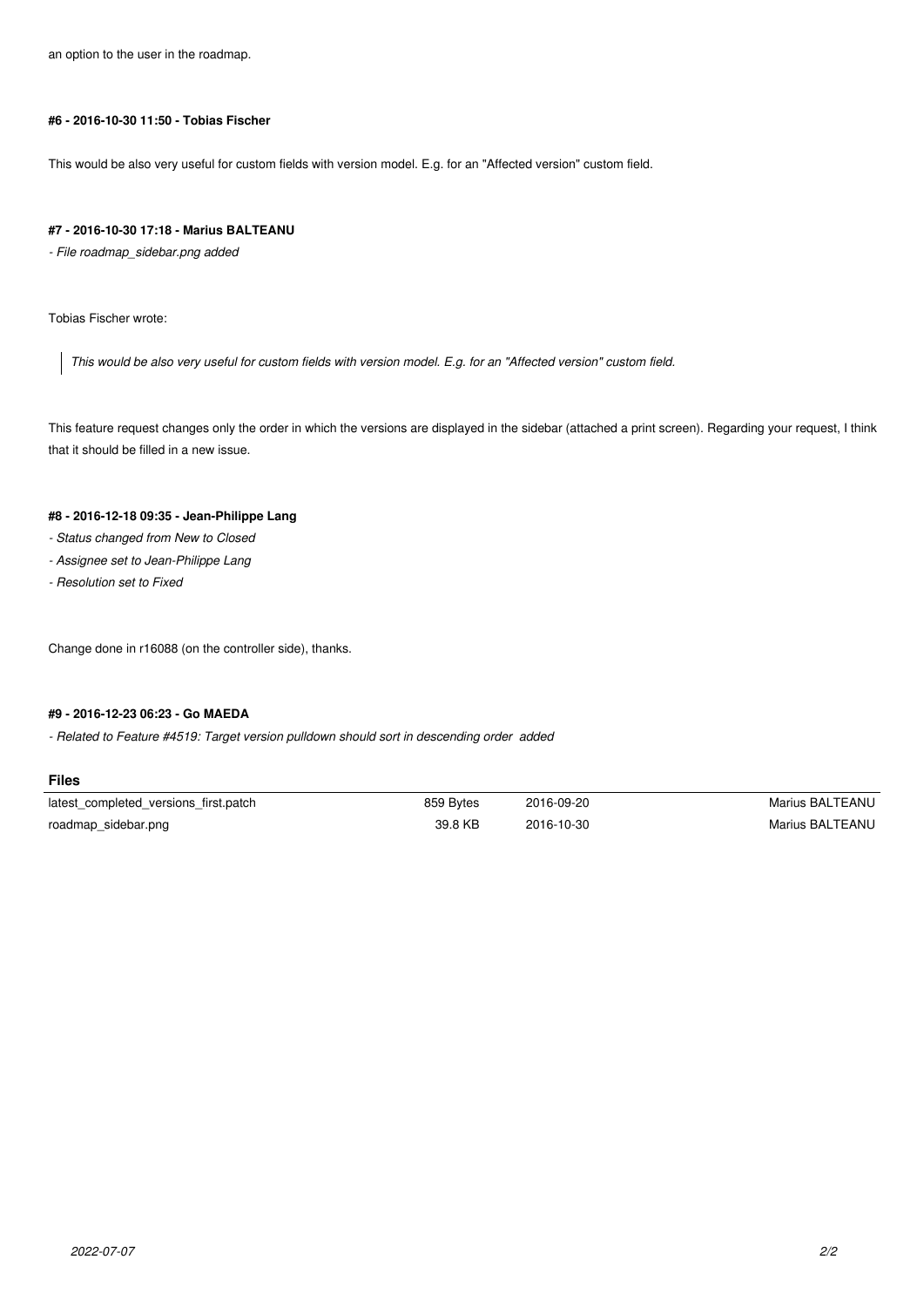an option to the user in the roadmap.

#### #6 - 2016-10-30 11:50 - Tobias Fischer

This would be also very useful for custom fields with version model. E.g. for an "Affected version" custom field.

#### #7 - 2016-10-30 17:18 - Marius BALTEANU

*- File roadmap_sidebar.png added*

Tobias Fischer wrote:

> *This would be also very useful for custom fields with version model. E.g. for an "Affected version" custom field.*

This feature request changes only the order in which the versions are displayed in the sidebar (attached a print screen). Regarding your request, I think that it should be filled in a new issue.

#### #8 - 2016-12-18 09:35 - Jean-Philippe Lang

*- Status changed from New to Closed*

*- Assignee set to Jean-Philippe Lang*

*- Resolution set to Fixed*

Change done in r16088 (on the controller side), thanks.

#### #9 - 2016-12-23 06:23 - Go MAEDA

*- Related to Feature #4519: Target version pulldown should sort in descending order added*

### Files

| | | | |
|---|---|---|---|
| latest_completed_versions_first.patch | 859 Bytes | 2016-09-20 | Marius BALTEANU |
| roadmap_sidebar.png | 39.8 KB | 2016-10-30 | Marius BALTEANU |